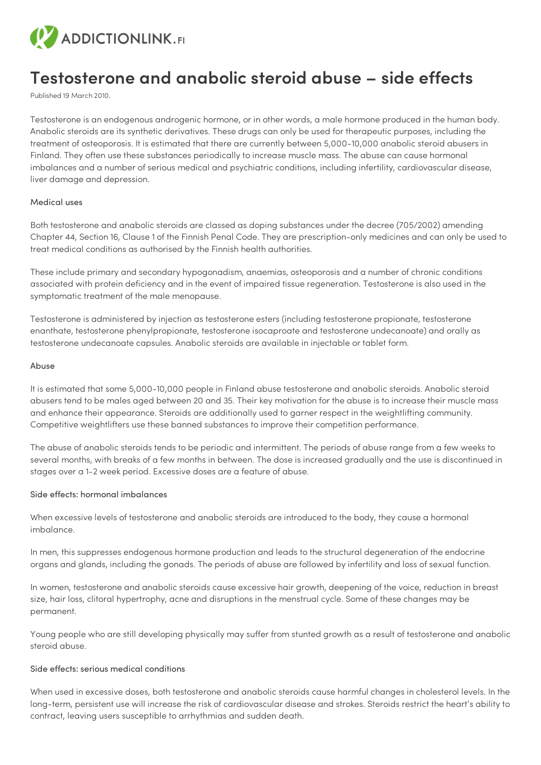# Testosterone and anabolic steroid abuse – side effects

Published 19 March 2010.

Testosterone is an endogenous androgenic hormone, or in other words, a male hormone produced in the human body. Anabolic steroids are its synthetic derivatives. These drugs can only be used for therapeutic purposes, including the treatment of osteoporosis. It is estimated that there are currently between 5,000-10,000 anabolic steroid abusers in Finland. They often use these substances periodically to increase muscle mass. The abuse can cause hormonal imbalances and a number of serious medical and psychiatric conditions, including infertility, cardiovascular disease, liver damage and depression.

## Medical uses

Both testosterone and anabolic steroids are classed as doping substances under the decree (705/2002) amending Chapter 44, Section 16, Clause 1 of the Finnish Penal Code. They are prescription-only medicines and can only be used to treat medical conditions as authorised by the Finnish health authorities.

These include primary and secondary hypogonadism, anaemias, osteoporosis and a number of chronic conditions associated with protein deficiency and in the event of impaired tissue regeneration. Testosterone is also used in the symptomatic treatment of the male menopause.

Testosterone is administered by injection as testosterone esters (including testosterone propionate, testosterone enanthate, testosterone phenylpropionate, testosterone isocaproate and testosterone undecanoate) and orally as testosterone undecanoate capsules. Anabolic steroids are available in injectable or tablet form.

## Abuse

It is estimated that some 5,000-10,000 people in Finland abuse testosterone and anabolic steroids. Anabolic steroid abusers tend to be males aged between 20 and 35. Their key motivation for the abuse is to increase their muscle mass and enhance their appearance. Steroids are additionally used to garner respect in the weightlifting community. Competitive weightlifters use these banned substances to improve their competition performance.

The abuse of anabolic steroids tends to be periodic and intermittent. The periods of abuse range from a few weeks to several months, with breaks of a few months in between. The dose is increased gradually and the use is discontinued in stages over a 1-2 week period. Excessive doses are a feature of abuse.

## Side effects: hormonal imbalances

When excessive levels of testosterone and anabolic steroids are introduced to the body, they cause a hormonal imbalance.

In men, this suppresses endogenous hormone production and leads to the structural degeneration of the endocrine organs and glands, including the gonads. The periods of abuse are followed by infertility and loss of sexual function.

In women, testosterone and anabolic steroids cause excessive hair growth, deepening of the voice, reduction in breast size, hair loss, clitoral hypertrophy, acne and disruptions in the menstrual cycle. Some of these changes may be permanent.

Young people who are still developing physically may suffer from stunted growth as a result of testosterone and anabolic steroid abuse.

## Side effects: serious medical conditions

When used in excessive doses, both testosterone and anabolic steroids cause harmful changes in cholesterol levels. In the long-term, persistent use will increase the risk of cardiovascular disease and strokes. Steroids restrict the heart's ability to contract, leaving users susceptible to arrhythmias and sudden death.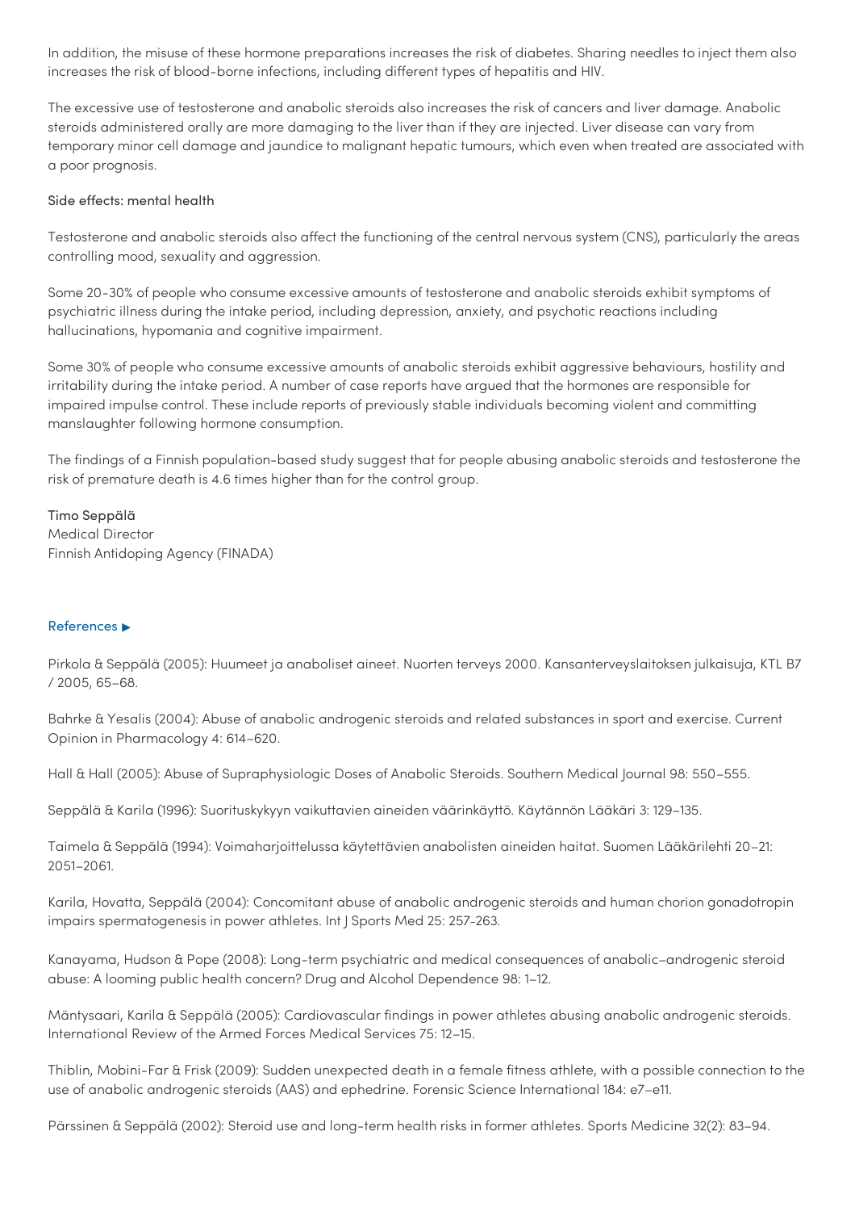In addition, the misuse of these hormone preparations increases the risk of diabetes. Sharing needles to inject them also increases the risk of blood-borne infections, including different types of hepatitis and HIV.

The excessive use of testosterone and anabolic steroids also increases the risk of cancers and liver damage. Anabolic steroids administered orally are more damaging to the liver than if they are injected. Liver disease can vary from temporary minor cell damage and jaundice to malignant hepatic tumours, which even when treated are associated with a poor prognosis.

### Side effects: mental health

Testosterone and anabolic steroids also affect the functioning of the central nervous system (CNS), particularly the areas controlling mood, sexuality and aggression.

Some 20-30% of people who consume excessive amounts of testosterone and anabolic steroids exhibit symptoms of psychiatric illness during the intake period, including depression, anxiety, and psychotic reactions including hallucinations, hypomania and cognitive impairment.

Some 30% of people who consume excessive amounts of anabolic steroids exhibit aggressive behaviours, hostility and irritability during the intake period. A number of case reports have argued that the hormones are responsible for impaired impulse control. These include reports of previously stable individuals becoming violent and committing manslaughter following hormone consumption.

The findings of a Finnish population-based study suggest that for people abusing anabolic steroids and testosterone the risk of premature death is 4.6 times higher than for the control group.

Timo Seppälä
Medical Director
Finnish Antidoping Agency (FINADA)

References ▶

Pirkola & Seppälä (2005): Huumeet ja anaboliset aineet. Nuorten terveys 2000. Kansanterveyslaitoksen julkaisuja, KTL B7 / 2005, 65–68.

Bahrke & Yesalis (2004): Abuse of anabolic androgenic steroids and related substances in sport and exercise. Current Opinion in Pharmacology 4: 614–620.

Hall & Hall (2005): Abuse of Supraphysiologic Doses of Anabolic Steroids. Southern Medical Journal 98: 550–555.

Seppälä & Karila (1996): Suorituskykyyn vaikuttavien aineiden väärinkäyttö. Käytännön Lääkäri 3: 129–135.

Taimela & Seppälä (1994): Voimaharjoittelussa käytettävien anabolisten aineiden haitat. Suomen Lääkärilehti 20–21: 2051–2061.

Karila, Hovatta, Seppälä (2004): Concomitant abuse of anabolic androgenic steroids and human chorion gonadotropin impairs spermatogenesis in power athletes. Int J Sports Med 25: 257-263.

Kanayama, Hudson & Pope (2008): Long-term psychiatric and medical consequences of anabolic–androgenic steroid abuse: A looming public health concern? Drug and Alcohol Dependence 98: 1–12.

Mäntysaari, Karila & Seppälä (2005): Cardiovascular findings in power athletes abusing anabolic androgenic steroids. International Review of the Armed Forces Medical Services 75: 12–15.

Thiblin, Mobini-Far & Frisk (2009): Sudden unexpected death in a female fitness athlete, with a possible connection to the use of anabolic androgenic steroids (AAS) and ephedrine. Forensic Science International 184: e7–e11.

Pärssinen & Seppälä (2002): Steroid use and long-term health risks in former athletes. Sports Medicine 32(2): 83–94.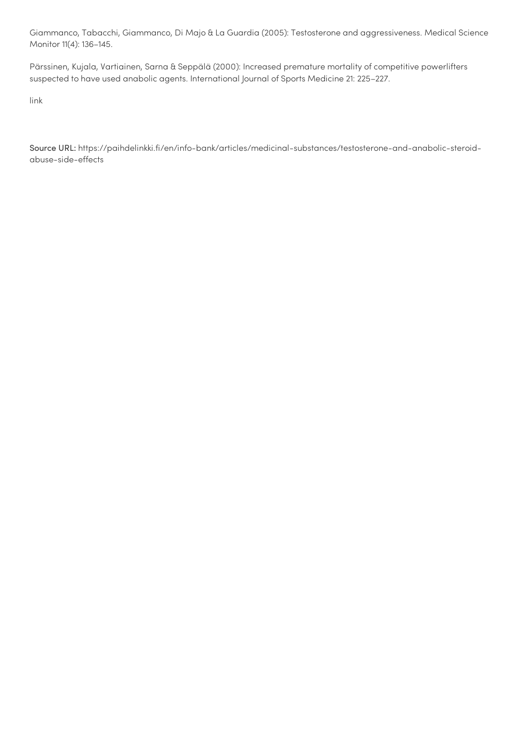Giammanco, Tabacchi, Giammanco, Di Majo & La Guardia (2005): Testosterone and aggressiveness. Medical Science Monitor 11(4): 136–145.

Pärssinen, Kujala, Vartiainen, Sarna & Seppälä (2000): Increased premature mortality of competitive powerlifters suspected to have used anabolic agents. International Journal of Sports Medicine 21: 225–227.

link

**Source URL:** https://paihdelinkki.fi/en/info-bank/articles/medicinal-substances/testosterone-and-anabolic-steroid-abuse-side-effects